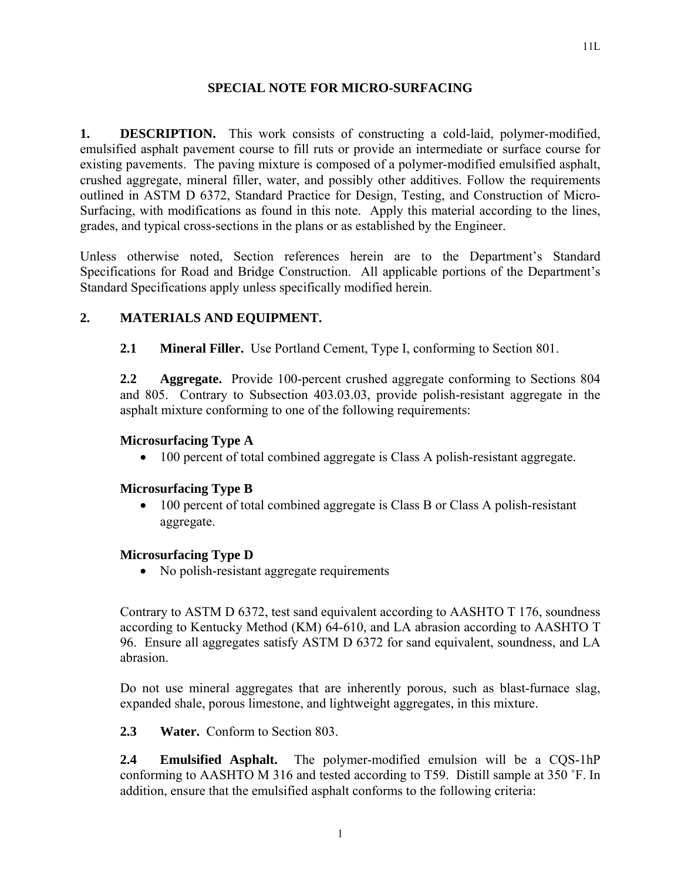# SPECIAL NOTE FOR MICRO-SURFACING

**1. DESCRIPTION.** This work consists of constructing a cold-laid, polymer-modified, emulsified asphalt pavement course to fill ruts or provide an intermediate or surface course for existing pavements. The paving mixture is composed of a polymer-modified emulsified asphalt, crushed aggregate, mineral filler, water, and possibly other additives. Follow the requirements outlined in ASTM D 6372, Standard Practice for Design, Testing, and Construction of Micro-Surfacing, with modifications as found in this note. Apply this material according to the lines, grades, and typical cross-sections in the plans or as established by the Engineer.

Unless otherwise noted, Section references herein are to the Department's Standard Specifications for Road and Bridge Construction. All applicable portions of the Department's Standard Specifications apply unless specifically modified herein.

## 2. MATERIALS AND EQUIPMENT.

**2.1 Mineral Filler.** Use Portland Cement, Type I, conforming to Section 801.

**2.2 Aggregate.** Provide 100-percent crushed aggregate conforming to Sections 804 and 805. Contrary to Subsection 403.03.03, provide polish-resistant aggregate in the asphalt mixture conforming to one of the following requirements:

**Microsurfacing Type A**

- 100 percent of total combined aggregate is Class A polish-resistant aggregate.

**Microsurfacing Type B**

- 100 percent of total combined aggregate is Class B or Class A polish-resistant aggregate.

**Microsurfacing Type D**

- No polish-resistant aggregate requirements

Contrary to ASTM D 6372, test sand equivalent according to AASHTO T 176, soundness according to Kentucky Method (KM) 64-610, and LA abrasion according to AASHTO T 96. Ensure all aggregates satisfy ASTM D 6372 for sand equivalent, soundness, and LA abrasion.

Do not use mineral aggregates that are inherently porous, such as blast-furnace slag, expanded shale, porous limestone, and lightweight aggregates, in this mixture.

**2.3 Water.** Conform to Section 803.

**2.4 Emulsified Asphalt.** The polymer-modified emulsion will be a CQS-1hP conforming to AASHTO M 316 and tested according to T59. Distill sample at 350 ˚F. In addition, ensure that the emulsified asphalt conforms to the following criteria: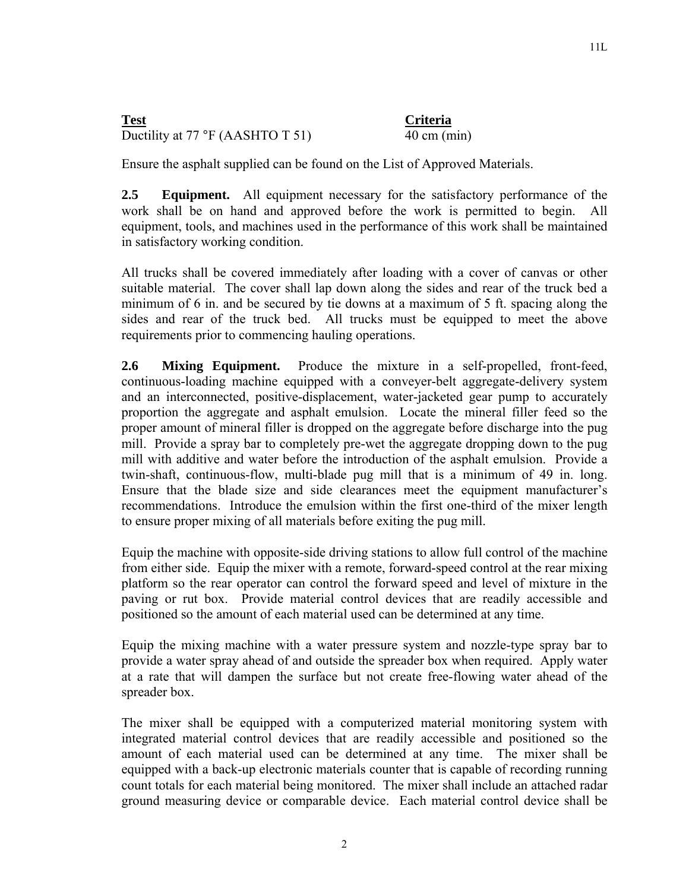| Test | Criteria |
|---|---|
| Ductility at 77 °F (AASHTO T 51) | 40 cm (min) |

Ensure the asphalt supplied can be found on the List of Approved Materials.

**2.5 Equipment.** All equipment necessary for the satisfactory performance of the work shall be on hand and approved before the work is permitted to begin. All equipment, tools, and machines used in the performance of this work shall be maintained in satisfactory working condition.

All trucks shall be covered immediately after loading with a cover of canvas or other suitable material. The cover shall lap down along the sides and rear of the truck bed a minimum of 6 in. and be secured by tie downs at a maximum of 5 ft. spacing along the sides and rear of the truck bed. All trucks must be equipped to meet the above requirements prior to commencing hauling operations.

**2.6 Mixing Equipment.** Produce the mixture in a self-propelled, front-feed, continuous-loading machine equipped with a conveyer-belt aggregate-delivery system and an interconnected, positive-displacement, water-jacketed gear pump to accurately proportion the aggregate and asphalt emulsion. Locate the mineral filler feed so the proper amount of mineral filler is dropped on the aggregate before discharge into the pug mill. Provide a spray bar to completely pre-wet the aggregate dropping down to the pug mill with additive and water before the introduction of the asphalt emulsion. Provide a twin-shaft, continuous-flow, multi-blade pug mill that is a minimum of 49 in. long. Ensure that the blade size and side clearances meet the equipment manufacturer's recommendations. Introduce the emulsion within the first one-third of the mixer length to ensure proper mixing of all materials before exiting the pug mill.

Equip the machine with opposite-side driving stations to allow full control of the machine from either side. Equip the mixer with a remote, forward-speed control at the rear mixing platform so the rear operator can control the forward speed and level of mixture in the paving or rut box. Provide material control devices that are readily accessible and positioned so the amount of each material used can be determined at any time.

Equip the mixing machine with a water pressure system and nozzle-type spray bar to provide a water spray ahead of and outside the spreader box when required. Apply water at a rate that will dampen the surface but not create free-flowing water ahead of the spreader box.

The mixer shall be equipped with a computerized material monitoring system with integrated material control devices that are readily accessible and positioned so the amount of each material used can be determined at any time. The mixer shall be equipped with a back-up electronic materials counter that is capable of recording running count totals for each material being monitored. The mixer shall include an attached radar ground measuring device or comparable device. Each material control device shall be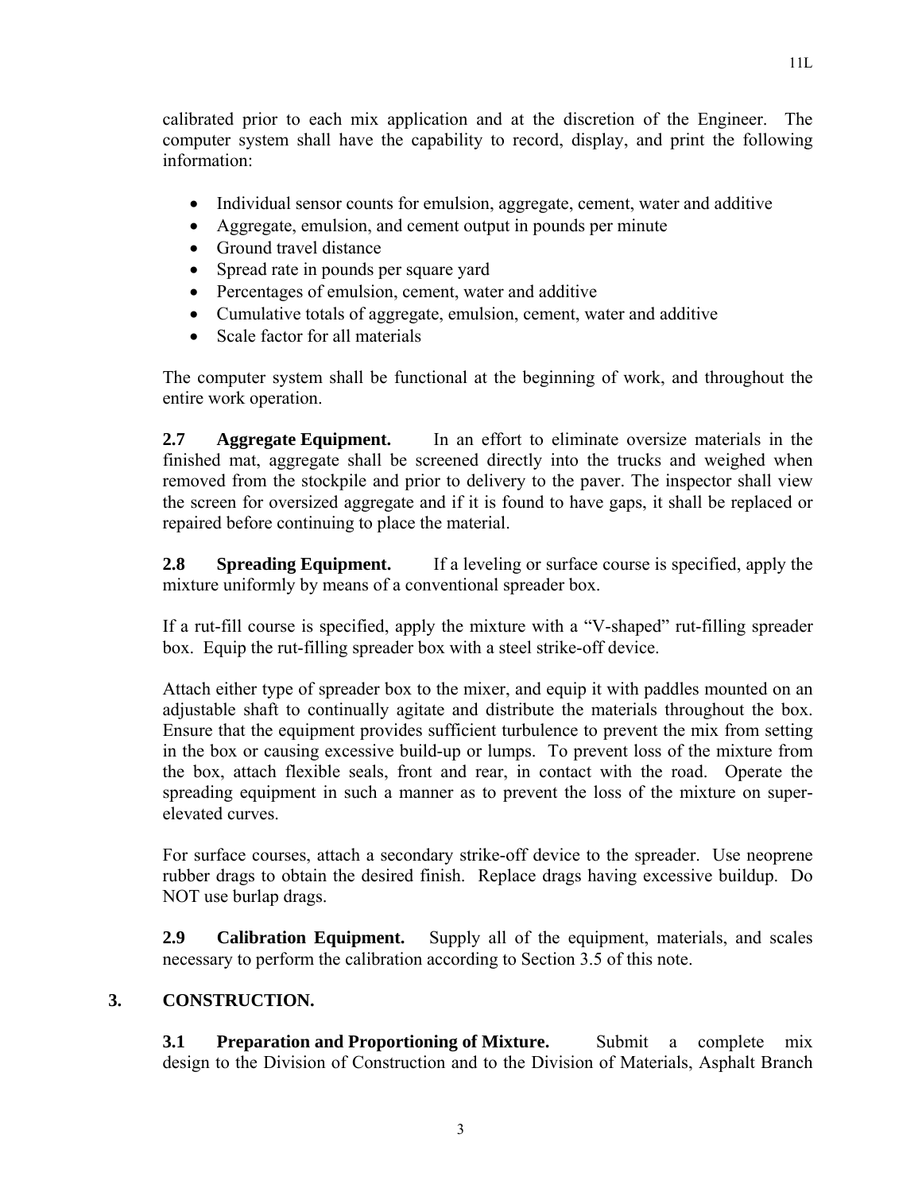calibrated prior to each mix application and at the discretion of the Engineer. The computer system shall have the capability to record, display, and print the following information:

- Individual sensor counts for emulsion, aggregate, cement, water and additive
- Aggregate, emulsion, and cement output in pounds per minute
- Ground travel distance
- Spread rate in pounds per square yard
- Percentages of emulsion, cement, water and additive
- Cumulative totals of aggregate, emulsion, cement, water and additive
- Scale factor for all materials

The computer system shall be functional at the beginning of work, and throughout the entire work operation.

**2.7 Aggregate Equipment.** In an effort to eliminate oversize materials in the finished mat, aggregate shall be screened directly into the trucks and weighed when removed from the stockpile and prior to delivery to the paver. The inspector shall view the screen for oversized aggregate and if it is found to have gaps, it shall be replaced or repaired before continuing to place the material.

**2.8 Spreading Equipment.** If a leveling or surface course is specified, apply the mixture uniformly by means of a conventional spreader box.

If a rut-fill course is specified, apply the mixture with a "V-shaped" rut-filling spreader box. Equip the rut-filling spreader box with a steel strike-off device.

Attach either type of spreader box to the mixer, and equip it with paddles mounted on an adjustable shaft to continually agitate and distribute the materials throughout the box. Ensure that the equipment provides sufficient turbulence to prevent the mix from setting in the box or causing excessive build-up or lumps. To prevent loss of the mixture from the box, attach flexible seals, front and rear, in contact with the road. Operate the spreading equipment in such a manner as to prevent the loss of the mixture on super-elevated curves.

For surface courses, attach a secondary strike-off device to the spreader. Use neoprene rubber drags to obtain the desired finish. Replace drags having excessive buildup. Do NOT use burlap drags.

**2.9 Calibration Equipment.** Supply all of the equipment, materials, and scales necessary to perform the calibration according to Section 3.5 of this note.

## 3. CONSTRUCTION.

**3.1 Preparation and Proportioning of Mixture.** Submit a complete mix design to the Division of Construction and to the Division of Materials, Asphalt Branch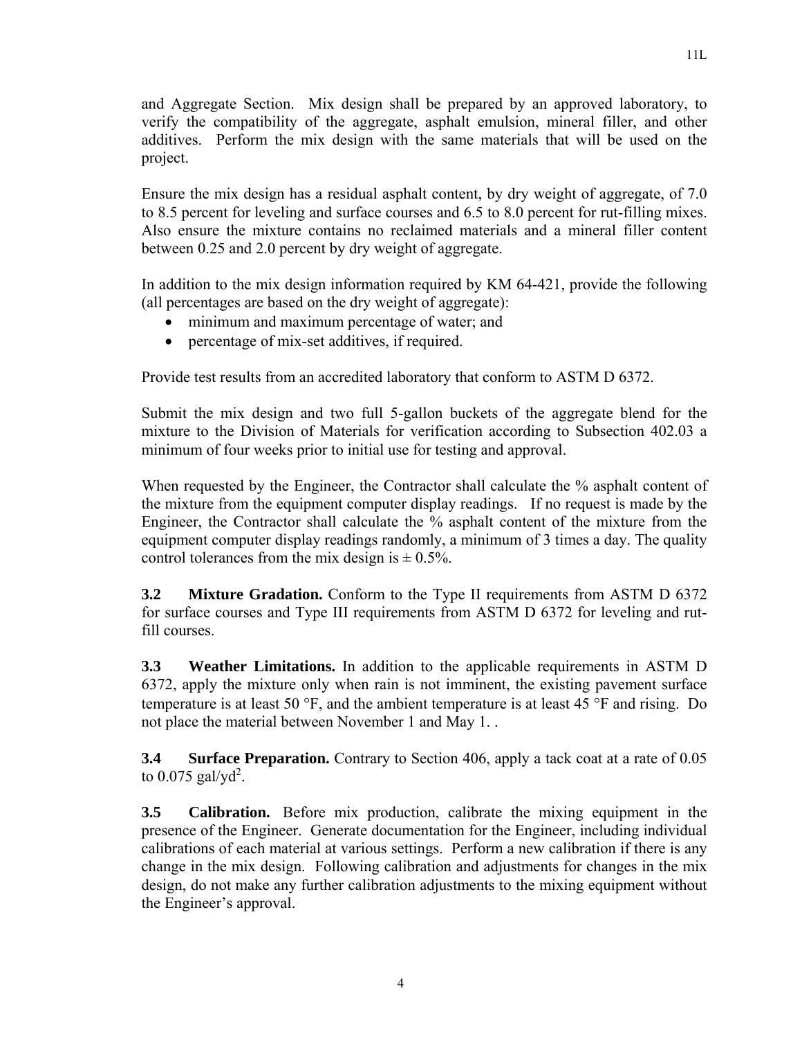and Aggregate Section. Mix design shall be prepared by an approved laboratory, to verify the compatibility of the aggregate, asphalt emulsion, mineral filler, and other additives. Perform the mix design with the same materials that will be used on the project.

Ensure the mix design has a residual asphalt content, by dry weight of aggregate, of 7.0 to 8.5 percent for leveling and surface courses and 6.5 to 8.0 percent for rut-filling mixes. Also ensure the mixture contains no reclaimed materials and a mineral filler content between 0.25 and 2.0 percent by dry weight of aggregate.

In addition to the mix design information required by KM 64-421, provide the following (all percentages are based on the dry weight of aggregate):

- minimum and maximum percentage of water; and
- percentage of mix-set additives, if required.

Provide test results from an accredited laboratory that conform to ASTM D 6372.

Submit the mix design and two full 5-gallon buckets of the aggregate blend for the mixture to the Division of Materials for verification according to Subsection 402.03 a minimum of four weeks prior to initial use for testing and approval.

When requested by the Engineer, the Contractor shall calculate the % asphalt content of the mixture from the equipment computer display readings. If no request is made by the Engineer, the Contractor shall calculate the % asphalt content of the mixture from the equipment computer display readings randomly, a minimum of 3 times a day. The quality control tolerances from the mix design is ± 0.5%.

**3.2 Mixture Gradation.** Conform to the Type II requirements from ASTM D 6372 for surface courses and Type III requirements from ASTM D 6372 for leveling and rut-fill courses.

**3.3 Weather Limitations.** In addition to the applicable requirements in ASTM D 6372, apply the mixture only when rain is not imminent, the existing pavement surface temperature is at least 50 °F, and the ambient temperature is at least 45 °F and rising. Do not place the material between November 1 and May 1. .

**3.4 Surface Preparation.** Contrary to Section 406, apply a tack coat at a rate of 0.05 to 0.075 gal/yd$^2$.

**3.5 Calibration.** Before mix production, calibrate the mixing equipment in the presence of the Engineer. Generate documentation for the Engineer, including individual calibrations of each material at various settings. Perform a new calibration if there is any change in the mix design. Following calibration and adjustments for changes in the mix design, do not make any further calibration adjustments to the mixing equipment without the Engineer's approval.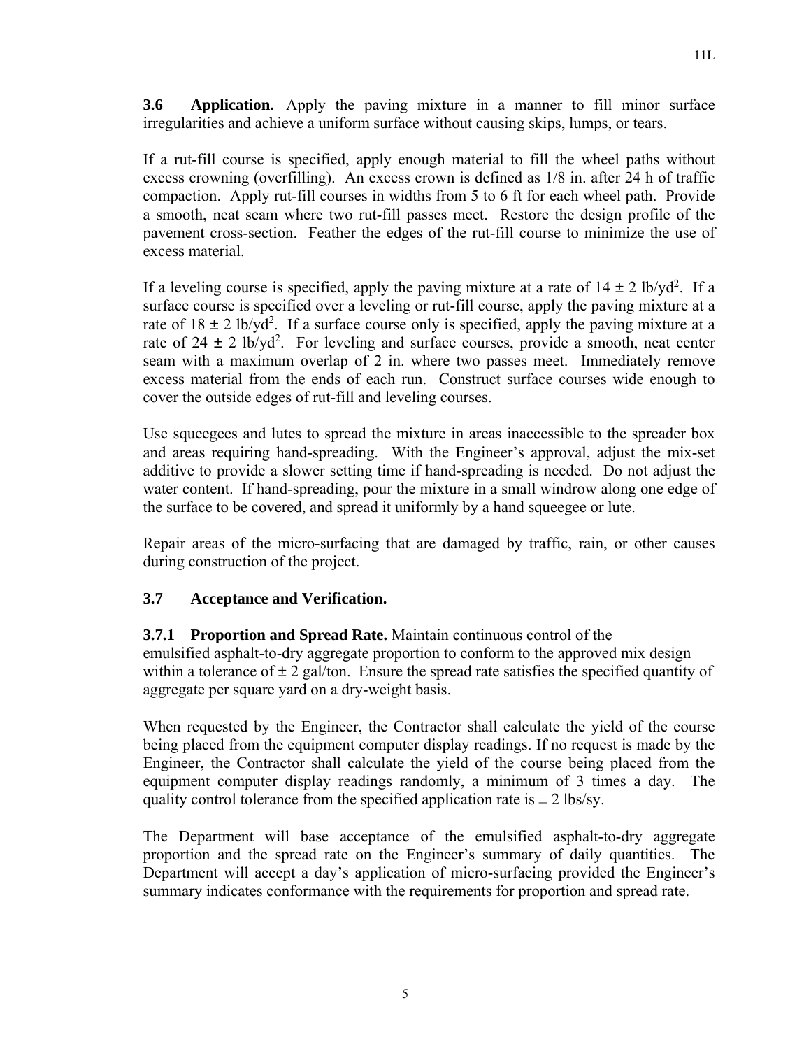**3.6 Application.** Apply the paving mixture in a manner to fill minor surface irregularities and achieve a uniform surface without causing skips, lumps, or tears.

If a rut-fill course is specified, apply enough material to fill the wheel paths without excess crowning (overfilling). An excess crown is defined as 1/8 in. after 24 h of traffic compaction. Apply rut-fill courses in widths from 5 to 6 ft for each wheel path. Provide a smooth, neat seam where two rut-fill passes meet. Restore the design profile of the pavement cross-section. Feather the edges of the rut-fill course to minimize the use of excess material.

If a leveling course is specified, apply the paving mixture at a rate of $14 \pm 2$ lb/yd$^2$. If a surface course is specified over a leveling or rut-fill course, apply the paving mixture at a rate of $18 \pm 2$ lb/yd$^2$. If a surface course only is specified, apply the paving mixture at a rate of $24 \pm 2$ lb/yd$^2$. For leveling and surface courses, provide a smooth, neat center seam with a maximum overlap of 2 in. where two passes meet. Immediately remove excess material from the ends of each run. Construct surface courses wide enough to cover the outside edges of rut-fill and leveling courses.

Use squeegees and lutes to spread the mixture in areas inaccessible to the spreader box and areas requiring hand-spreading. With the Engineer's approval, adjust the mix-set additive to provide a slower setting time if hand-spreading is needed. Do not adjust the water content. If hand-spreading, pour the mixture in a small windrow along one edge of the surface to be covered, and spread it uniformly by a hand squeegee or lute.

Repair areas of the micro-surfacing that are damaged by traffic, rain, or other causes during construction of the project.

## 3.7 Acceptance and Verification.

**3.7.1 Proportion and Spread Rate.** Maintain continuous control of the emulsified asphalt-to-dry aggregate proportion to conform to the approved mix design within a tolerance of $\pm 2$ gal/ton. Ensure the spread rate satisfies the specified quantity of aggregate per square yard on a dry-weight basis.

When requested by the Engineer, the Contractor shall calculate the yield of the course being placed from the equipment computer display readings. If no request is made by the Engineer, the Contractor shall calculate the yield of the course being placed from the equipment computer display readings randomly, a minimum of 3 times a day. The quality control tolerance from the specified application rate is $\pm 2$ lbs/sy.

The Department will base acceptance of the emulsified asphalt-to-dry aggregate proportion and the spread rate on the Engineer's summary of daily quantities. The Department will accept a day's application of micro-surfacing provided the Engineer's summary indicates conformance with the requirements for proportion and spread rate.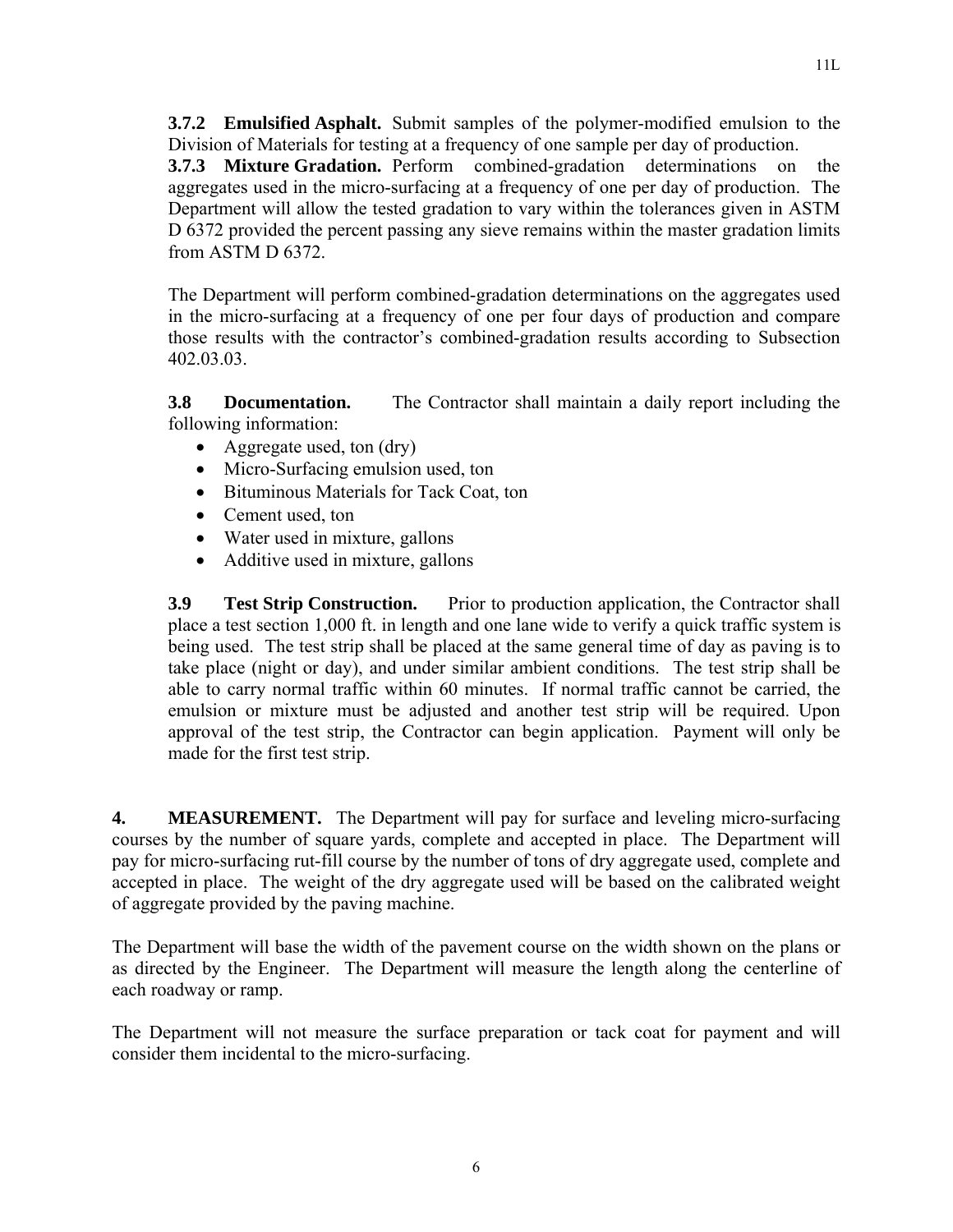**3.7.2 Emulsified Asphalt.** Submit samples of the polymer-modified emulsion to the Division of Materials for testing at a frequency of one sample per day of production.

**3.7.3 Mixture Gradation.** Perform combined-gradation determinations on the aggregates used in the micro-surfacing at a frequency of one per day of production. The Department will allow the tested gradation to vary within the tolerances given in ASTM D 6372 provided the percent passing any sieve remains within the master gradation limits from ASTM D 6372.

The Department will perform combined-gradation determinations on the aggregates used in the micro-surfacing at a frequency of one per four days of production and compare those results with the contractor's combined-gradation results according to Subsection 402.03.03.

**3.8 Documentation.** The Contractor shall maintain a daily report including the following information:

- Aggregate used, ton (dry)
- Micro-Surfacing emulsion used, ton
- Bituminous Materials for Tack Coat, ton
- Cement used, ton
- Water used in mixture, gallons
- Additive used in mixture, gallons

**3.9 Test Strip Construction.** Prior to production application, the Contractor shall place a test section 1,000 ft. in length and one lane wide to verify a quick traffic system is being used. The test strip shall be placed at the same general time of day as paving is to take place (night or day), and under similar ambient conditions. The test strip shall be able to carry normal traffic within 60 minutes. If normal traffic cannot be carried, the emulsion or mixture must be adjusted and another test strip will be required. Upon approval of the test strip, the Contractor can begin application. Payment will only be made for the first test strip.

**4. MEASUREMENT.** The Department will pay for surface and leveling micro-surfacing courses by the number of square yards, complete and accepted in place. The Department will pay for micro-surfacing rut-fill course by the number of tons of dry aggregate used, complete and accepted in place. The weight of the dry aggregate used will be based on the calibrated weight of aggregate provided by the paving machine.

The Department will base the width of the pavement course on the width shown on the plans or as directed by the Engineer. The Department will measure the length along the centerline of each roadway or ramp.

The Department will not measure the surface preparation or tack coat for payment and will consider them incidental to the micro-surfacing.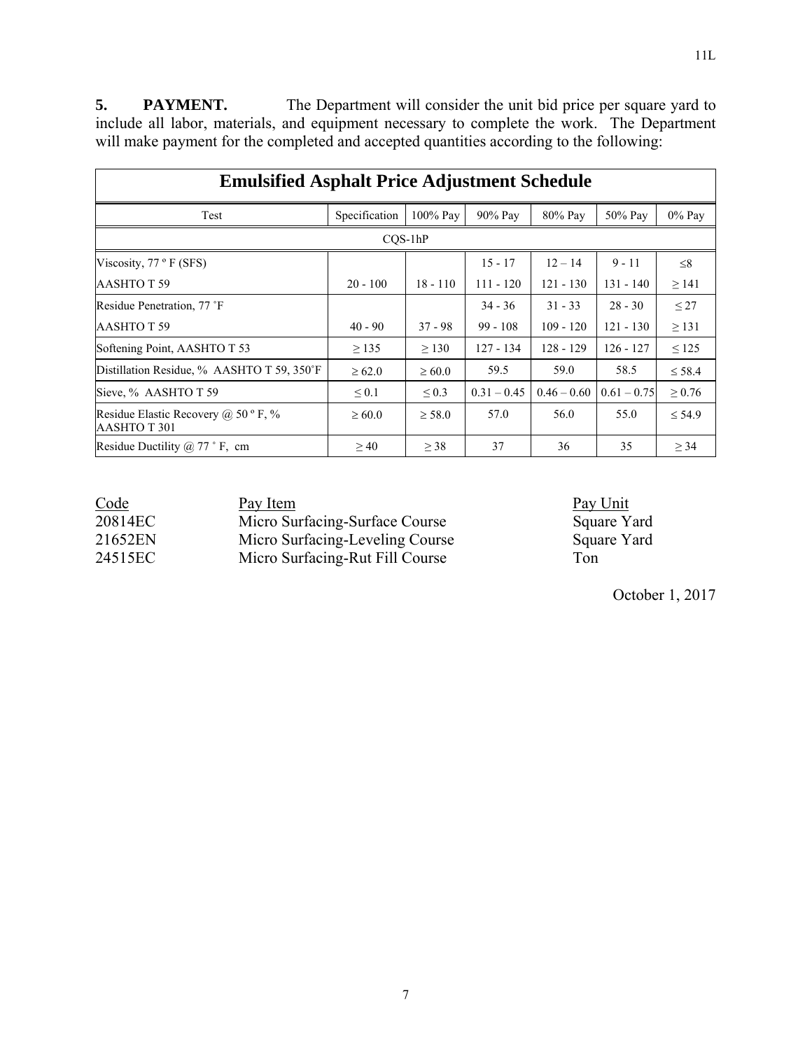**5. PAYMENT.** The Department will consider the unit bid price per square yard to include all labor, materials, and equipment necessary to complete the work. The Department will make payment for the completed and accepted quantities according to the following:

| Emulsified Asphalt Price Adjustment Schedule | | | | | | |
|---|---|---|---|---|---|---|
| Test | Specification | 100% Pay | 90% Pay | 80% Pay | 50% Pay | 0% Pay |
| CQS-1hP | | | | | | |
| Viscosity, 77 º F (SFS) | | | 15 - 17 | 12 – 14 | 9 - 11 | ≤8 |
| AASHTO T 59 | 20 - 100 | 18 - 110 | 111 - 120 | 121 - 130 | 131 - 140 | ≥ 141 |
| Residue Penetration, 77 ˚F | | | 34 - 36 | 31 - 33 | 28 - 30 | ≤ 27 |
| AASHTO T 59 | 40 - 90 | 37 - 98 | 99 - 108 | 109 - 120 | 121 - 130 | ≥ 131 |
| Softening Point, AASHTO T 53 | ≥ 135 | ≥ 130 | 127 - 134 | 128 - 129 | 126 - 127 | ≤ 125 |
| Distillation Residue, % AASHTO T 59, 350˚F | ≥ 62.0 | ≥ 60.0 | 59.5 | 59.0 | 58.5 | ≤ 58.4 |
| Sieve, % AASHTO T 59 | ≤ 0.1 | ≤ 0.3 | 0.31 – 0.45 | 0.46 – 0.60 | 0.61 – 0.75 | ≥ 0.76 |
| Residue Elastic Recovery @ 50 º F, % AASHTO T 301 | ≥ 60.0 | ≥ 58.0 | 57.0 | 56.0 | 55.0 | ≤ 54.9 |
| Residue Ductility @ 77 ˚ F, cm | ≥ 40 | ≥ 38 | 37 | 36 | 35 | ≥ 34 |

| Code | Pay Item | Pay Unit |
|---|---|---|
| 20814EC | Micro Surfacing-Surface Course | Square Yard |
| 21652EN | Micro Surfacing-Leveling Course | Square Yard |
| 24515EC | Micro Surfacing-Rut Fill Course | Ton |

October 1, 2017